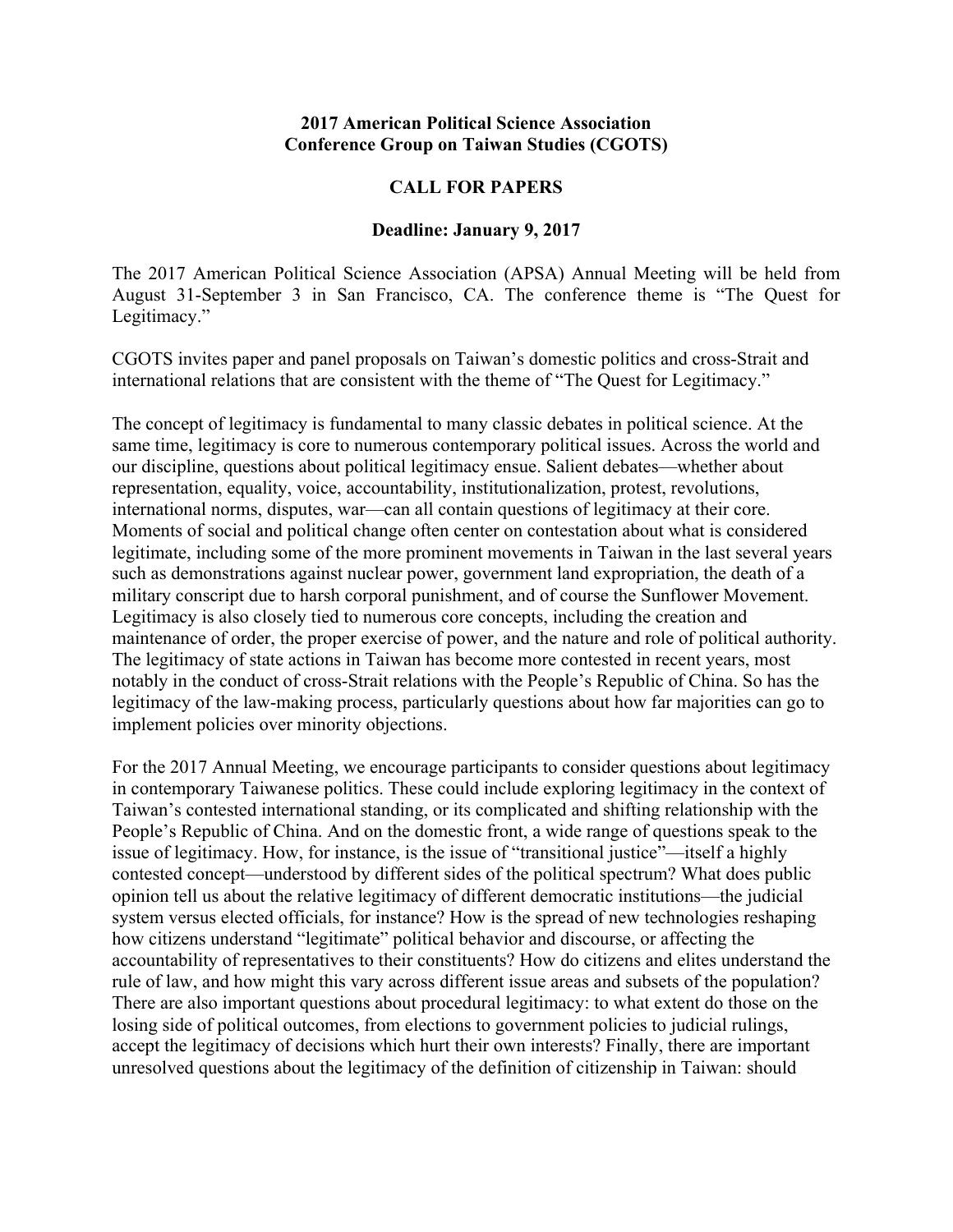**2017 American Political Science Association**
**Conference Group on Taiwan Studies (CGOTS)**

**CALL FOR PAPERS**

**Deadline: January 9, 2017**

The 2017 American Political Science Association (APSA) Annual Meeting will be held from August 31-September 3 in San Francisco, CA. The conference theme is "The Quest for Legitimacy."

CGOTS invites paper and panel proposals on Taiwan's domestic politics and cross-Strait and international relations that are consistent with the theme of "The Quest for Legitimacy."

The concept of legitimacy is fundamental to many classic debates in political science. At the same time, legitimacy is core to numerous contemporary political issues. Across the world and our discipline, questions about political legitimacy ensue. Salient debates—whether about representation, equality, voice, accountability, institutionalization, protest, revolutions, international norms, disputes, war—can all contain questions of legitimacy at their core. Moments of social and political change often center on contestation about what is considered legitimate, including some of the more prominent movements in Taiwan in the last several years such as demonstrations against nuclear power, government land expropriation, the death of a military conscript due to harsh corporal punishment, and of course the Sunflower Movement. Legitimacy is also closely tied to numerous core concepts, including the creation and maintenance of order, the proper exercise of power, and the nature and role of political authority. The legitimacy of state actions in Taiwan has become more contested in recent years, most notably in the conduct of cross-Strait relations with the People's Republic of China. So has the legitimacy of the law-making process, particularly questions about how far majorities can go to implement policies over minority objections.

For the 2017 Annual Meeting, we encourage participants to consider questions about legitimacy in contemporary Taiwanese politics. These could include exploring legitimacy in the context of Taiwan's contested international standing, or its complicated and shifting relationship with the People's Republic of China. And on the domestic front, a wide range of questions speak to the issue of legitimacy. How, for instance, is the issue of "transitional justice"—itself a highly contested concept—understood by different sides of the political spectrum? What does public opinion tell us about the relative legitimacy of different democratic institutions—the judicial system versus elected officials, for instance? How is the spread of new technologies reshaping how citizens understand "legitimate" political behavior and discourse, or affecting the accountability of representatives to their constituents? How do citizens and elites understand the rule of law, and how might this vary across different issue areas and subsets of the population? There are also important questions about procedural legitimacy: to what extent do those on the losing side of political outcomes, from elections to government policies to judicial rulings, accept the legitimacy of decisions which hurt their own interests? Finally, there are important unresolved questions about the legitimacy of the definition of citizenship in Taiwan: should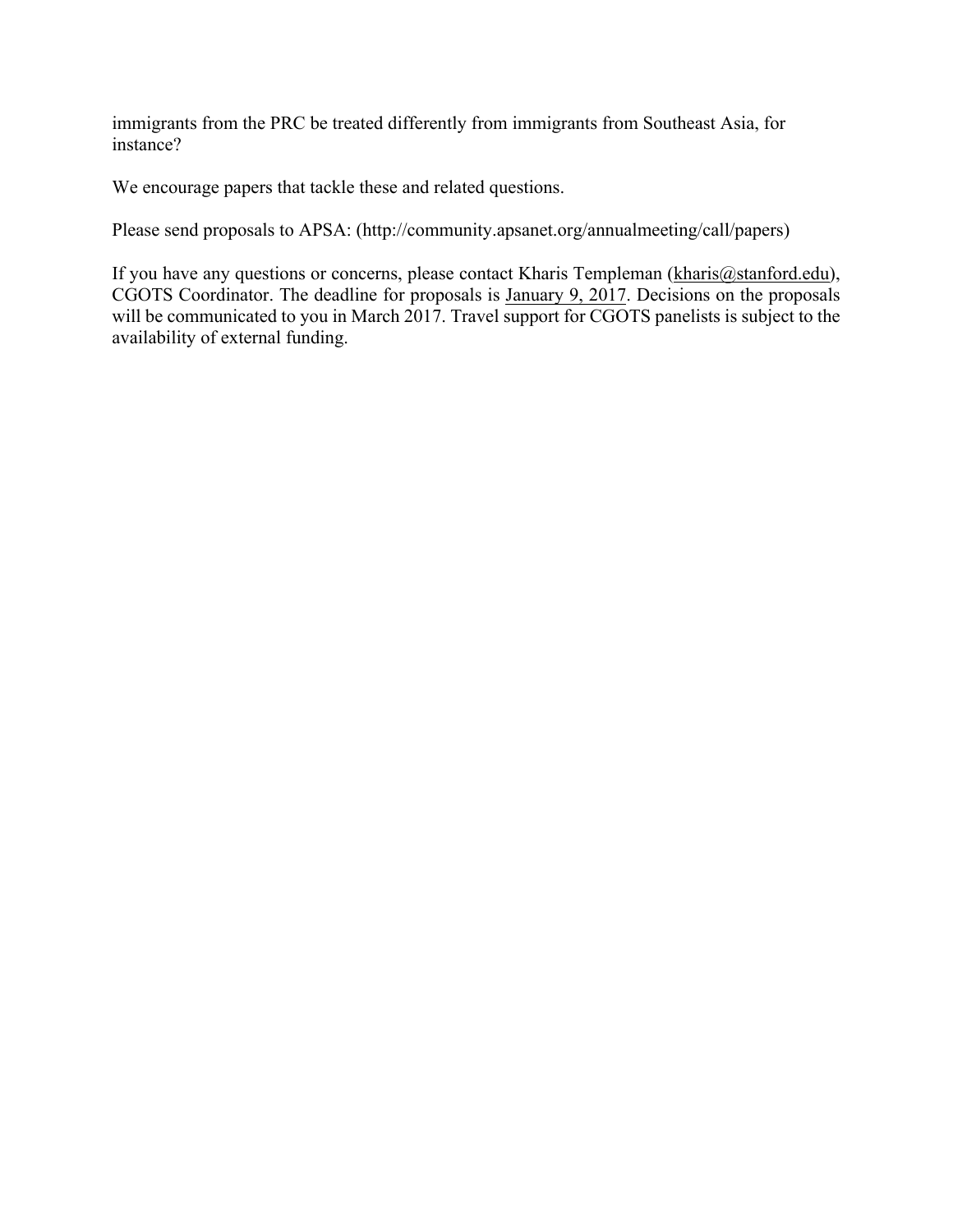immigrants from the PRC be treated differently from immigrants from Southeast Asia, for instance?

We encourage papers that tackle these and related questions.

Please send proposals to APSA: (http://community.apsanet.org/annualmeeting/call/papers)

If you have any questions or concerns, please contact Kharis Templeman (kharis@stanford.edu), CGOTS Coordinator. The deadline for proposals is January 9, 2017. Decisions on the proposals will be communicated to you in March 2017. Travel support for CGOTS panelists is subject to the availability of external funding.